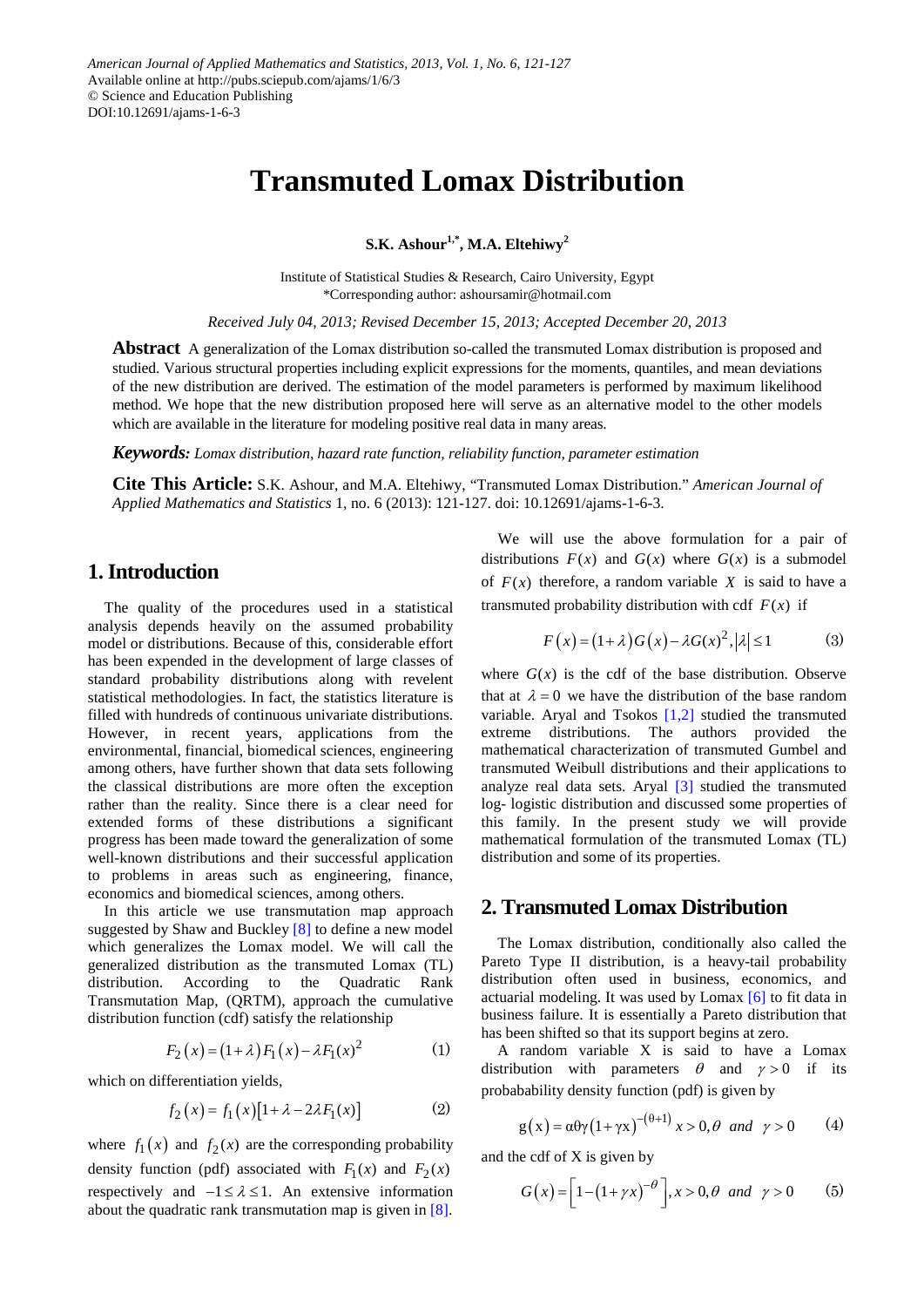American Journal of Applied Mathematics and Statistics, 2013, Vol. 1, No. 6, 121-127
Available online at http://pubs.sciepub.com/ajams/1/6/3
© Science and Education Publishing
DOI:10.12691/ajams-1-6-3

# Transmuted Lomax Distribution

**S.K. Ashour[1,*], M.A. Eltehiwy[2]**

Institute of Statistical Studies & Research, Cairo University, Egypt
*Corresponding author: ashoursamir@hotmail.com

*Received July 04, 2013; Revised December 15, 2013; Accepted December 20, 2013*

**Abstract** A generalization of the Lomax distribution so-called the transmuted Lomax distribution is proposed and studied. Various structural properties including explicit expressions for the moments, quantiles, and mean deviations of the new distribution are derived. The estimation of the model parameters is performed by maximum likelihood method. We hope that the new distribution proposed here will serve as an alternative model to the other models which are available in the literature for modeling positive real data in many areas.

***Keywords:*** *Lomax distribution, hazard rate function, reliability function, parameter estimation*

**Cite This Article:** S.K. Ashour, and M.A. Eltehiwy, "Transmuted Lomax Distribution." *American Journal of Applied Mathematics and Statistics* 1, no. 6 (2013): 121-127. doi: 10.12691/ajams-1-6-3.

## 1. Introduction

The quality of the procedures used in a statistical analysis depends heavily on the assumed probability model or distributions. Because of this, considerable effort has been expended in the development of large classes of standard probability distributions along with revelent statistical methodologies. In fact, the statistics literature is filled with hundreds of continuous univariate distributions. However, in recent years, applications from the environmental, financial, biomedical sciences, engineering among others, have further shown that data sets following the classical distributions are more often the exception rather than the reality. Since there is a clear need for extended forms of these distributions a significant progress has been made toward the generalization of some well-known distributions and their successful application to problems in areas such as engineering, finance, economics and biomedical sciences, among others.

In this article we use transmutation map approach suggested by Shaw and Buckley [8] to define a new model which generalizes the Lomax model. We will call the generalized distribution as the transmuted Lomax (TL) distribution. According to the Quadratic Rank Transmutation Map, (QRTM), approach the cumulative distribution function (cdf) satisfy the relationship

$$F_2(x) = (1+\lambda)F_1(x) - \lambda F_1(x)^2 \tag{1}$$

which on differentiation yields,

$$f_2(x) = f_1(x)\left[1+\lambda-2\lambda F_1(x)\right] \tag{2}$$

where $f_1(x)$ and $f_2(x)$ are the corresponding probability density function (pdf) associated with $F_1(x)$ and $F_2(x)$ respectively and $-1 \le \lambda \le 1$. An extensive information about the quadratic rank transmutation map is given in [8].

We will use the above formulation for a pair of distributions $F(x)$ and $G(x)$ where $G(x)$ is a submodel of $F(x)$ therefore, a random variable $X$ is said to have a transmuted probability distribution with cdf $F(x)$ if

$$F(x) = (1+\lambda)G(x) - \lambda G(x)^2, |\lambda| \le 1 \tag{3}$$

where $G(x)$ is the cdf of the base distribution. Observe that at $\lambda = 0$ we have the distribution of the base random variable. Aryal and Tsokos [1,2] studied the transmuted extreme distributions. The authors provided the mathematical characterization of transmuted Gumbel and transmuted Weibull distributions and their applications to analyze real data sets. Aryal [3] studied the transmuted log- logistic distribution and discussed some properties of this family. In the present study we will provide mathematical formulation of the transmuted Lomax (TL) distribution and some of its properties.

## 2. Transmuted Lomax Distribution

The Lomax distribution, conditionally also called the Pareto Type II distribution, is a heavy-tail probability distribution often used in business, economics, and actuarial modeling. It was used by Lomax [6] to fit data in business failure. It is essentially a Pareto distribution that has been shifted so that its support begins at zero.

A random variable X is said to have a Lomax distribution with parameters $\theta$ and $\gamma > 0$ if its probabability density function (pdf) is given by

$$g(x) = \alpha\theta\gamma(1+\gamma x)^{-(\theta+1)} \; x > 0, \theta \; and \; \gamma > 0 \tag{4}$$

and the cdf of X is given by

$$G(x) = \left[1-(1+\gamma x)^{-\theta}\right], x > 0, \theta \; and \; \gamma > 0 \tag{5}$$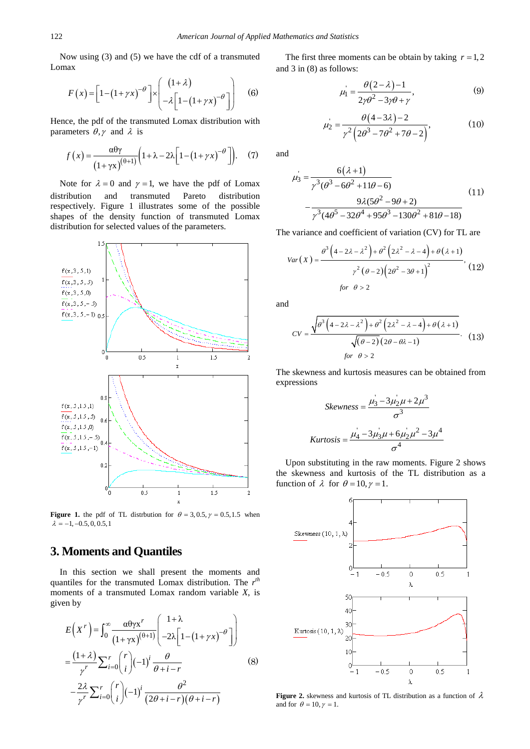Now using (3) and (5) we have the cdf of a transmuted Lomax

$$F(x) = \left[1-(1+\gamma x)^{-\theta}\right] \times \begin{pmatrix} (1+\lambda) \\ -\lambda\left[1-(1+\gamma x)^{-\theta}\right] \end{pmatrix} \quad (6)$$

Hence, the pdf of the transmuted Lomax distribution with parameters $\theta, \gamma$ and $\lambda$ is

$$f(x) = \frac{\alpha\theta\gamma}{(1+\gamma x)^{(\theta+1)}}\left(1+\lambda-2\lambda\left[1-(1+\gamma x)^{-\theta}\right]\right). \quad (7)$$

Note for $\lambda = 0$ and $\gamma = 1$, we have the pdf of Lomax distribution and transmuted Pareto distribution respectively. Figure 1 illustrates some of the possible shapes of the density function of transmuted Lomax distribution for selected values of the parameters.

**Figure 1.** the pdf of TL distrbution for $\theta = 3, 0.5, \gamma = 0.5, 1.5$ when $\lambda = -1, -0.5, 0, 0.5, 1$

# 3. Moments and Quantiles

In this section we shall present the moments and quantiles for the transmuted Lomax distribution. The $r^{th}$ moments of a transmuted Lomax random variable $X$, is given by

$$\begin{aligned} E\left(X^r\right) &= \int_0^\infty \frac{\alpha\theta\gamma x^r}{(1+\gamma x)^{(\theta+1)}} \begin{pmatrix} 1+\lambda \\ -2\lambda\left[1-(1+\gamma x)^{-\theta}\right] \end{pmatrix} \\ &= \frac{(1+\lambda)}{\gamma^r}\sum_{i=0}^{r}\binom{r}{i}(-1)^i \frac{\theta}{\theta+i-r} \\ &\quad -\frac{2\lambda}{\gamma^r}\sum_{i=0}^{r}\binom{r}{i}(-1)^i \frac{\theta^2}{(2\theta+i-r)(\theta+i-r)} \end{aligned} \quad (8)$$

The first three moments can be obtain by taking $r = 1, 2$ and 3 in (8) as follows:

$$\mu_1' = \frac{\theta(2-\lambda)-1}{2\gamma\theta^2 - 3\gamma\theta + \gamma}, \quad (9)$$

$$\mu_2' = \frac{\theta(4-3\lambda)-2}{\gamma^2\left(2\theta^3 - 7\theta^2 + 7\theta - 2\right)}, \quad (10)$$

and

$$\begin{aligned} \mu_3' &= \frac{6(\lambda+1)}{\gamma^3(\theta^3 - 6\theta^2 + 11\theta - 6)} \\ &\quad - \frac{9\lambda(5\theta^2 - 9\theta + 2)}{\gamma^3(4\theta^5 - 32\theta^4 + 95\theta^3 - 130\theta^2 + 81\theta - 18)} \end{aligned} \quad (11)$$

The variance and coefficient of variation (CV) for TL are

$$Var(X) = \frac{\theta^3\left(4-2\lambda-\lambda^2\right) + \theta^2\left(2\lambda^2 - \lambda - 4\right) + \theta(\lambda+1)}{\gamma^2(\theta-2)\left(2\theta^2 - 3\theta + 1\right)^2}, \quad \text{for } \theta > 2 \quad (12)$$

and

$$CV = \frac{\sqrt{\theta^3\left(4-2\lambda-\lambda^2\right) + \theta^2\left(2\lambda^2 - \lambda - 4\right) + \theta(\lambda+1)}}{\sqrt{(\theta-2)}\,(2\theta - \theta\lambda - 1)}. \quad \text{for } \theta > 2 \quad (13)$$

The skewness and kurtosis measures can be obtained from expressions

$$Skewness = \frac{\mu_3' - 3\mu_2'\mu + 2\mu^3}{\sigma^3}$$

$$Kurtosis = \frac{\mu_4' - 3\mu_3'\mu + 6\mu_2'\mu^2 - 3\mu^4}{\sigma^4}$$

Upon substituting in the raw moments. Figure 2 shows the skewness and kurtosis of the TL distribution as a function of $\lambda$ for $\theta = 10, \gamma = 1$.

**Figure 2.** skewness and kurtosis of TL distribution as a function of $\lambda$ and for $\theta = 10, \gamma = 1$.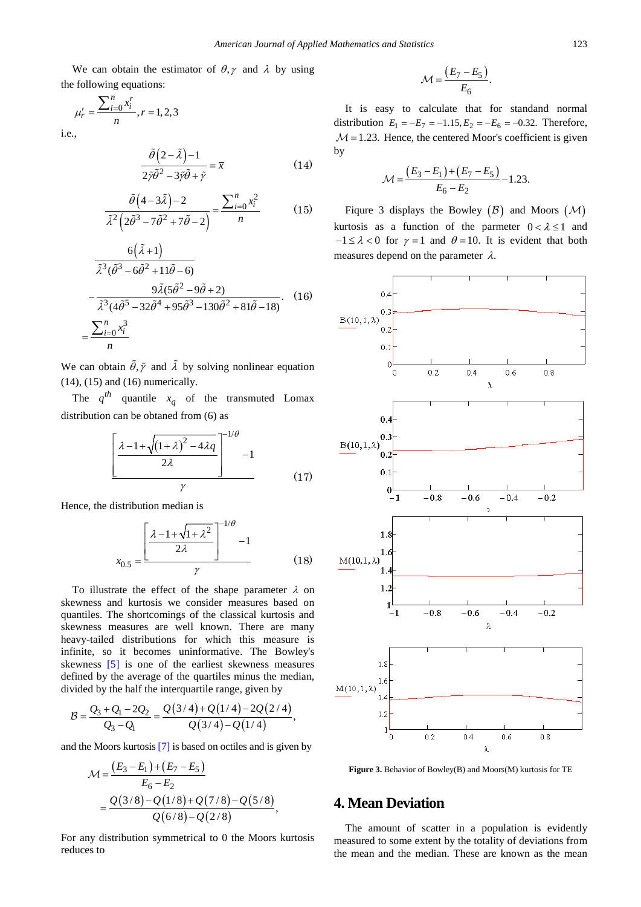We can obtain the estimator of $\theta, \gamma$ and $\lambda$ by using the following equations:

$$\mu_r' = \frac{\sum_{i=0}^{n} x_i^r}{n}, r = 1,2,3$$

i.e.,

$$\frac{\tilde{\theta}\left(2-\tilde{\lambda}\right)-1}{2\tilde{\gamma}\tilde{\theta}^2 - 3\tilde{\gamma}\tilde{\theta} + \tilde{\gamma}} = \overline{x} \tag{14}$$

$$\frac{\tilde{\theta}\left(4-3\tilde{\lambda}\right)-2}{\tilde{\lambda}^2\left(2\tilde{\theta}^3 - 7\tilde{\theta}^2 + 7\tilde{\theta} - 2\right)} = \frac{\sum_{i=0}^{n} x_i^2}{n} \tag{15}$$

$$\frac{6\left(\tilde{\lambda}+1\right)}{\tilde{\lambda}^3(\tilde{\theta}^3 - 6\tilde{\theta}^2 + 11\tilde{\theta} - 6)} - \frac{9\tilde{\lambda}(5\tilde{\theta}^2 - 9\tilde{\theta} + 2)}{\tilde{\lambda}^3(4\tilde{\theta}^5 - 32\tilde{\theta}^4 + 95\tilde{\theta}^3 - 130\tilde{\theta}^2 + 81\tilde{\theta} - 18)} = \frac{\sum_{i=0}^{n} x_i^3}{n} \tag{16}$$

We can obtain $\tilde{\theta}, \tilde{\gamma}$ and $\tilde{\lambda}$ by solving nonlinear equation (14), (15) and (16) numerically.

The $q^{th}$ quantile $x_q$ of the transmuted Lomax distribution can be obtaned from (6) as

$$\frac{\left[\dfrac{\lambda - 1 + \sqrt{(1+\lambda)^2 - 4\lambda q}}{2\lambda}\right]^{-1/\theta} - 1}{\gamma} \tag{17}$$

Hence, the distribution median is

$$x_{0.5} = \frac{\left[\dfrac{\lambda - 1 + \sqrt{1+\lambda^2}}{2\lambda}\right]^{-1/\theta} - 1}{\gamma} \tag{18}$$

To illustrate the effect of the shape parameter $\lambda$ on skewness and kurtosis we consider measures based on quantiles. The shortcomings of the classical kurtosis and skewness measures are well known. There are many heavy-tailed distributions for which this measure is infinite, so it becomes uninformative. The Bowley's skewness [5] is one of the earliest skewness measures defined by the average of the quartiles minus the median, divided by the half the interquartile range, given by

$$\mathcal{B} = \frac{Q_3 + Q_1 - 2Q_2}{Q_3 - Q_1} = \frac{Q(3/4) + Q(1/4) - 2Q(2/4)}{Q(3/4) - Q(1/4)},$$

and the Moors kurtosis [7] is based on octiles and is given by

$$\mathcal{M} = \frac{(E_3 - E_1) + (E_7 - E_5)}{E_6 - E_2} = \frac{Q(3/8) - Q(1/8) + Q(7/8) - Q(5/8)}{Q(6/8) - Q(2/8)},$$

For any distribution symmetrical to 0 the Moors kurtosis reduces to

$$\mathcal{M} = \frac{(E_7 - E_5)}{E_6}.$$

It is easy to calculate that for standand normal distribution $E_1 = -E_7 = -1.15, E_2 = -E_6 = -0.32$. Therefore, $\mathcal{M} = 1.23$. Hence, the centered Moor's coefficient is given by

$$\mathcal{M} = \frac{(E_3 - E_1) + (E_7 - E_5)}{E_6 - E_2} - 1.23.$$

Figure 3 displays the Bowley $(\mathcal{B})$ and Moors $(\mathcal{M})$ kurtosis as a function of the parmeter $0 < \lambda \le 1$ and $-1 \le \lambda < 0$ for $\gamma = 1$ and $\theta = 10$. It is evident that both measures depend on the parameter $\lambda$.

**Figure 3.** Behavior of Bowley(B) and Moors(M) kurtosis for TE

## 4. Mean Deviation

The amount of scatter in a population is evidently measured to some extent by the totality of deviations from the mean and the median. These are known as the mean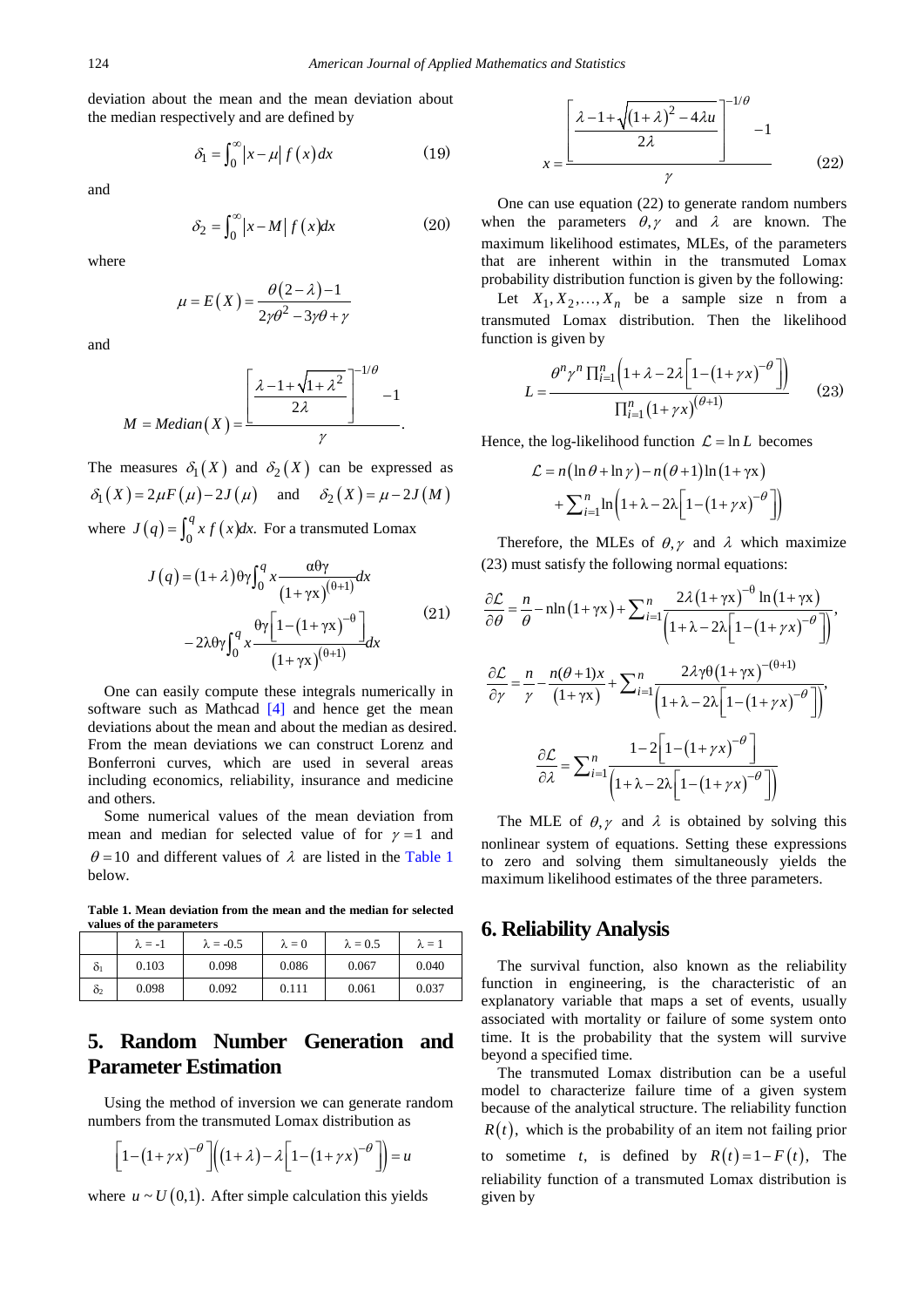deviation about the mean and the mean deviation about the median respectively and are defined by

$$\delta_1 = \int_0^\infty |x-\mu| f(x) dx \tag{19}$$

and

$$\delta_2 = \int_0^\infty |x-M| f(x) dx \tag{20}$$

where

$$\mu = E(X) = \frac{\theta(2-\lambda)-1}{2\gamma\theta^2 - 3\gamma\theta + \gamma}$$

and

$$M = Median(X) = \frac{\left[\dfrac{\lambda - 1 + \sqrt{1+\lambda^2}}{2\lambda}\right]^{-1/\theta} - 1}{\gamma}.$$

The measures $\delta_1(X)$ and $\delta_2(X)$ can be expressed as $\delta_1(X) = 2\mu F(\mu) - 2J(\mu)$ and $\delta_2(X) = \mu - 2J(M)$ where $J(q) = \int_0^q x f(x) dx$. For a transmuted Lomax

$$J(q) = (1+\lambda)\theta\gamma \int_0^q x \frac{\alpha\theta\gamma}{(1+\gamma x)^{(\theta+1)}} dx - 2\lambda\theta\gamma \int_0^q x \frac{\theta\gamma\left[1-(1+\gamma x)^{-\theta}\right]}{(1+\gamma x)^{(\theta+1)}} dx \tag{21}$$

One can easily compute these integrals numerically in software such as Mathcad [4] and hence get the mean deviations about the mean and about the median as desired. From the mean deviations we can construct Lorenz and Bonferroni curves, which are used in several areas including economics, reliability, insurance and medicine and others.

Some numerical values of the mean deviation from mean and median for selected value of for $\gamma = 1$ and $\theta = 10$ and different values of $\lambda$ are listed in the Table 1 below.

**Table 1. Mean deviation from the mean and the median for selected values of the parameters**

| | $\lambda = -1$ | $\lambda = -0.5$ | $\lambda = 0$ | $\lambda = 0.5$ | $\lambda = 1$ |
|---|---|---|---|---|---|
| $\delta_1$ | 0.103 | 0.098 | 0.086 | 0.067 | 0.040 |
| $\delta_2$ | 0.098 | 0.092 | 0.111 | 0.061 | 0.037 |

## 5. Random Number Generation and Parameter Estimation

Using the method of inversion we can generate random numbers from the transmuted Lomax distribution as

$$\left[1-(1+\gamma x)^{-\theta}\right]\left((1+\lambda) - \lambda\left[1-(1+\gamma x)^{-\theta}\right]\right) = u$$

where $u \sim U(0,1)$. After simple calculation this yields

$$x = \frac{\left[\dfrac{\lambda - 1 + \sqrt{(1+\lambda)^2 - 4\lambda u}}{2\lambda}\right]^{-1/\theta} - 1}{\gamma} \tag{22}$$

One can use equation (22) to generate random numbers when the parameters $\theta, \gamma$ and $\lambda$ are known. The maximum likelihood estimates, MLEs, of the parameters that are inherent within in the transmuted Lomax probability distribution function is given by the following:

Let $X_1, X_2, \ldots, X_n$ be a sample size n from a transmuted Lomax distribution. Then the likelihood function is given by

$$L = \frac{\theta^n \gamma^n \prod_{i=1}^n \left(1+\lambda - 2\lambda\left[1-(1+\gamma x)^{-\theta}\right]\right)}{\prod_{i=1}^n (1+\gamma x)^{(\theta+1)}} \tag{23}$$

Hence, the log-likelihood function $\mathcal{L} = \ln L$ becomes

$$\mathcal{L} = n(\ln\theta + \ln\gamma) - n(\theta+1)\ln(1+\gamma x) + \sum_{i=1}^n \ln\left(1+\lambda - 2\lambda\left[1-(1+\gamma x)^{-\theta}\right]\right)$$

Therefore, the MLEs of $\theta, \gamma$ and $\lambda$ which maximize (23) must satisfy the following normal equations:

$$\frac{\partial \mathcal{L}}{\partial \theta} = \frac{n}{\theta} - n\ln(1+\gamma x) + \sum_{i=1}^n \frac{2\lambda(1+\gamma x)^{-\theta}\ln(1+\gamma x)}{\left(1+\lambda - 2\lambda\left[1-(1+\gamma x)^{-\theta}\right]\right)},$$

$$\frac{\partial \mathcal{L}}{\partial \gamma} = \frac{n}{\gamma} - \frac{n(\theta+1)x}{(1+\gamma x)} + \sum_{i=1}^n \frac{2\lambda\gamma\theta(1+\gamma x)^{-(\theta+1)}}{\left(1+\lambda - 2\lambda\left[1-(1+\gamma x)^{-\theta}\right]\right)},$$

$$\frac{\partial \mathcal{L}}{\partial \lambda} = \sum_{i=1}^n \frac{1-2\left[1-(1+\gamma x)^{-\theta}\right]}{\left(1+\lambda - 2\lambda\left[1-(1+\gamma x)^{-\theta}\right]\right)}$$

The MLE of $\theta, \gamma$ and $\lambda$ is obtained by solving this nonlinear system of equations. Setting these expressions to zero and solving them simultaneously yields the maximum likelihood estimates of the three parameters.

## 6. Reliability Analysis

The survival function, also known as the reliability function in engineering, is the characteristic of an explanatory variable that maps a set of events, usually associated with mortality or failure of some system onto time. It is the probability that the system will survive beyond a specified time.

The transmuted Lomax distribution can be a useful model to characterize failure time of a given system because of the analytical structure. The reliability function $R(t)$, which is the probability of an item not failing prior to sometime $t$, is defined by $R(t) = 1 - F(t)$, The reliability function of a transmuted Lomax distribution is given by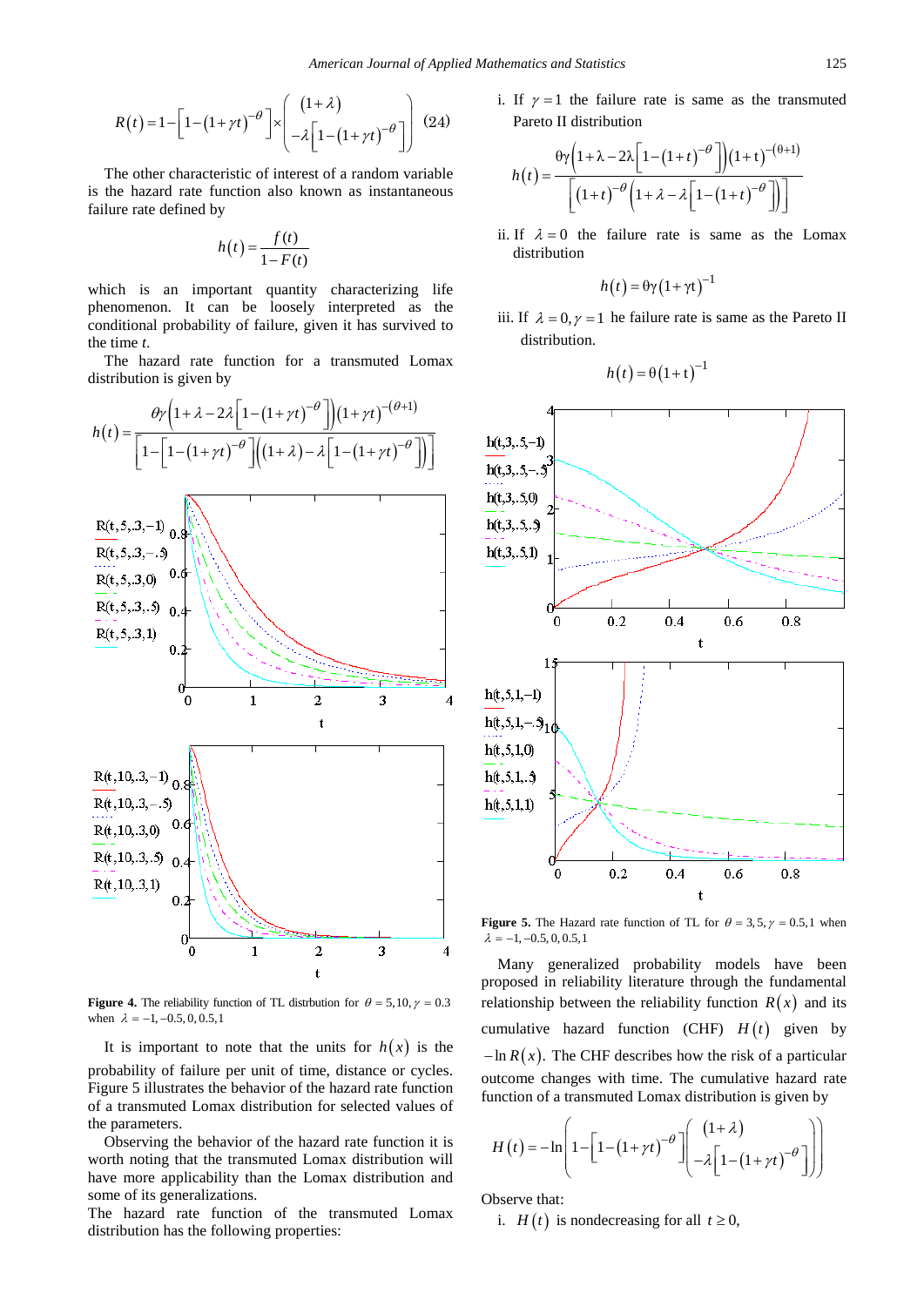$$R(t)=1-\left[1-(1+\gamma t)^{-\theta}\right]\times\begin{pmatrix}(1+\lambda)\\-\lambda\left[1-(1+\gamma t)^{-\theta}\right]\end{pmatrix} \quad (24)$$

The other characteristic of interest of a random variable is the hazard rate function also known as instantaneous failure rate defined by

$$h(t)=\frac{f(t)}{1-F(t)}$$

which is an important quantity characterizing life phenomenon. It can be loosely interpreted as the conditional probability of failure, given it has survived to the time *t*.

The hazard rate function for a transmuted Lomax distribution is given by

$$h(t)=\frac{\theta\gamma\left(1+\lambda-2\lambda\left[1-(1+\gamma t)^{-\theta}\right]\right)(1+\gamma t)^{-(\theta+1)}}{\left[1-\left[1-(1+\gamma t)^{-\theta}\right]\left((1+\lambda)-\lambda\left[1-(1+\gamma t)^{-\theta}\right]\right)\right]}$$

**Figure 4.** The reliability function of TL distrbution for $\theta = 5,10, \gamma = 0.3$ when $\lambda = -1,-0.5,0,0.5,1$

It is important to note that the units for $h(x)$ is the probability of failure per unit of time, distance or cycles. Figure 5 illustrates the behavior of the hazard rate function of a transmuted Lomax distribution for selected values of the parameters.

Observing the behavior of the hazard rate function it is worth noting that the transmuted Lomax distribution will have more applicability than the Lomax distribution and some of its generalizations.

The hazard rate function of the transmuted Lomax distribution has the following properties:

i. If $\gamma = 1$ the failure rate is same as the transmuted Pareto II distribution

$$h(t)=\frac{\theta\gamma\left(1+\lambda-2\lambda\left[1-(1+t)^{-\theta}\right]\right)(1+t)^{-(\theta+1)}}{\left[(1+t)^{-\theta}\left(1+\lambda-\lambda\left[1-(1+t)^{-\theta}\right]\right)\right]}$$

ii. If $\lambda = 0$ the failure rate is same as the Lomax distribution

$$h(t)=\theta\gamma(1+\gamma t)^{-1}$$

iii. If $\lambda = 0, \gamma = 1$ he failure rate is same as the Pareto II distribution.

$$h(t)=\theta(1+t)^{-1}$$

**Figure 5.** The Hazard rate function of TL for $\theta = 3,5, \gamma = 0.5,1$ when $\lambda = -1,-0.5,0,0.5,1$

Many generalized probability models have been proposed in reliability literature through the fundamental relationship between the reliability function $R(x)$ and its cumulative hazard function (CHF) $H(t)$ given by $-\ln R(x)$. The CHF describes how the risk of a particular outcome changes with time. The cumulative hazard rate function of a transmuted Lomax distribution is given by

$$H(t)=-\ln\left(1-\left[1-(1+\gamma t)^{-\theta}\right]\begin{pmatrix}(1+\lambda)\\-\lambda\left[1-(1+\gamma t)^{-\theta}\right]\end{pmatrix}\right)$$

Observe that:

i. $H(t)$ is nondecreasing for all $t \geq 0$,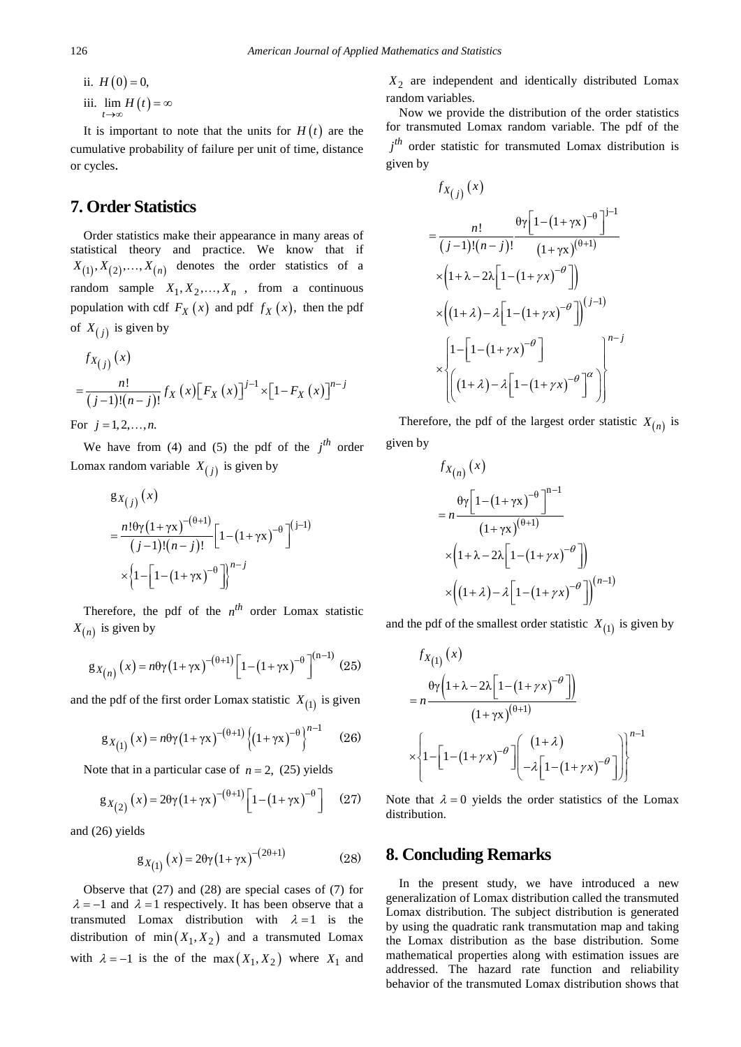ii. $H(0) = 0,$

iii. $\lim_{t \to \infty} H(t) = \infty$

It is important to note that the units for $H(t)$ are the cumulative probability of failure per unit of time, distance or cycles.

## 7. Order Statistics

Order statistics make their appearance in many areas of statistical theory and practice. We know that if $X_{(1)}, X_{(2)}, \ldots, X_{(n)}$ denotes the order statistics of a random sample $X_1, X_2, \ldots, X_n$, from a continuous population with cdf $F_X(x)$ and pdf $f_X(x)$, then the pdf of $X_{(j)}$ is given by

$$f_{X_{(j)}}(x) = \frac{n!}{(j-1)!(n-j)!} f_X(x) \left[F_X(x)\right]^{j-1} \times \left[1 - F_X(x)\right]^{n-j}$$

For $j = 1, 2, \ldots, n.$

We have from (4) and (5) the pdf of the $j^{th}$ order Lomax random variable $X_{(j)}$ is given by

$$g_{X_{(j)}}(x) = \frac{n!\theta\gamma(1+\gamma x)^{-(\theta+1)}}{(j-1)!(n-j)!} \left[1 - (1+\gamma x)^{-\theta}\right]^{(j-1)} \times \left\{1 - \left[1 - (1+\gamma x)^{-\theta}\right]\right\}^{n-j}$$

Therefore, the pdf of the $n^{th}$ order Lomax statistic $X_{(n)}$ is given by

$$g_{X_{(n)}}(x) = n\theta\gamma(1+\gamma x)^{-(\theta+1)} \left[1 - (1+\gamma x)^{-\theta}\right]^{(n-1)} \quad (25)$$

and the pdf of the first order Lomax statistic $X_{(1)}$ is given

$$g_{X_{(1)}}(x) = n\theta\gamma(1+\gamma x)^{-(\theta+1)} \left\{(1+\gamma x)^{-\theta}\right\}^{n-1} \quad (26)$$

Note that in a particular case of $n = 2,$ (25) yields

$$g_{X_{(2)}}(x) = 2\theta\gamma(1+\gamma x)^{-(\theta+1)} \left[1 - (1+\gamma x)^{-\theta}\right] \quad (27)$$

and (26) yields

$$g_{X_{(1)}}(x) = 2\theta\gamma(1+\gamma x)^{-(2\theta+1)} \quad (28)$$

Observe that (27) and (28) are special cases of (7) for $\lambda = -1$ and $\lambda = 1$ respectively. It has been observe that a transmuted Lomax distribution with $\lambda = 1$ is the distribution of $\min(X_1, X_2)$ and a transmuted Lomax with $\lambda = -1$ is the of the $\max(X_1, X_2)$ where $X_1$ and $X_2$ are independent and identically distributed Lomax random variables.

Now we provide the distribution of the order statistics for transmuted Lomax random variable. The pdf of the $j^{th}$ order statistic for transmuted Lomax distribution is given by

$$f_{X_{(j)}}(x) = \frac{n!}{(j-1)!(n-j)!} \frac{\theta\gamma\left[1-(1+\gamma x)^{-\theta}\right]^{j-1}}{(1+\gamma x)^{(\theta+1)}} \times \left(1+\lambda-2\lambda\left[1-(1+\gamma x)^{-\theta}\right]\right) \times \left((1+\lambda)-\lambda\left[1-(1+\gamma x)^{-\theta}\right]\right)^{(j-1)} \times \left\{\begin{matrix} 1-\left[1-(1+\gamma x)^{-\theta}\right] \\ \left((1+\lambda)-\lambda\left[1-(1+\gamma x)^{-\theta}\right]^{\alpha}\right) \end{matrix}\right\}^{n-j}$$

Therefore, the pdf of the largest order statistic $X_{(n)}$ is given by

$$f_{X_{(n)}}(x) = n\frac{\theta\gamma\left[1-(1+\gamma x)^{-\theta}\right]^{n-1}}{(1+\gamma x)^{(\theta+1)}} \times \left(1+\lambda-2\lambda\left[1-(1+\gamma x)^{-\theta}\right]\right) \times \left((1+\lambda)-\lambda\left[1-(1+\gamma x)^{-\theta}\right]\right)^{(n-1)}$$

and the pdf of the smallest order statistic $X_{(1)}$ is given by

$$f_{X_{(1)}}(x) = n\frac{\theta\gamma\left(1+\lambda-2\lambda\left[1-(1+\gamma x)^{-\theta}\right]\right)}{(1+\gamma x)^{(\theta+1)}} \times \left\{1-\left[1-(1+\gamma x)^{-\theta}\right]\left(\begin{matrix}(1+\lambda) \\ -\lambda\left[1-(1+\gamma x)^{-\theta}\right]\end{matrix}\right)\right\}^{n-1}$$

Note that $\lambda = 0$ yields the order statistics of the Lomax distribution.

## 8. Concluding Remarks

In the present study, we have introduced a new generalization of Lomax distribution called the transmuted Lomax distribution. The subject distribution is generated by using the quadratic rank transmutation map and taking the Lomax distribution as the base distribution. Some mathematical properties along with estimation issues are addressed. The hazard rate function and reliability behavior of the transmuted Lomax distribution shows that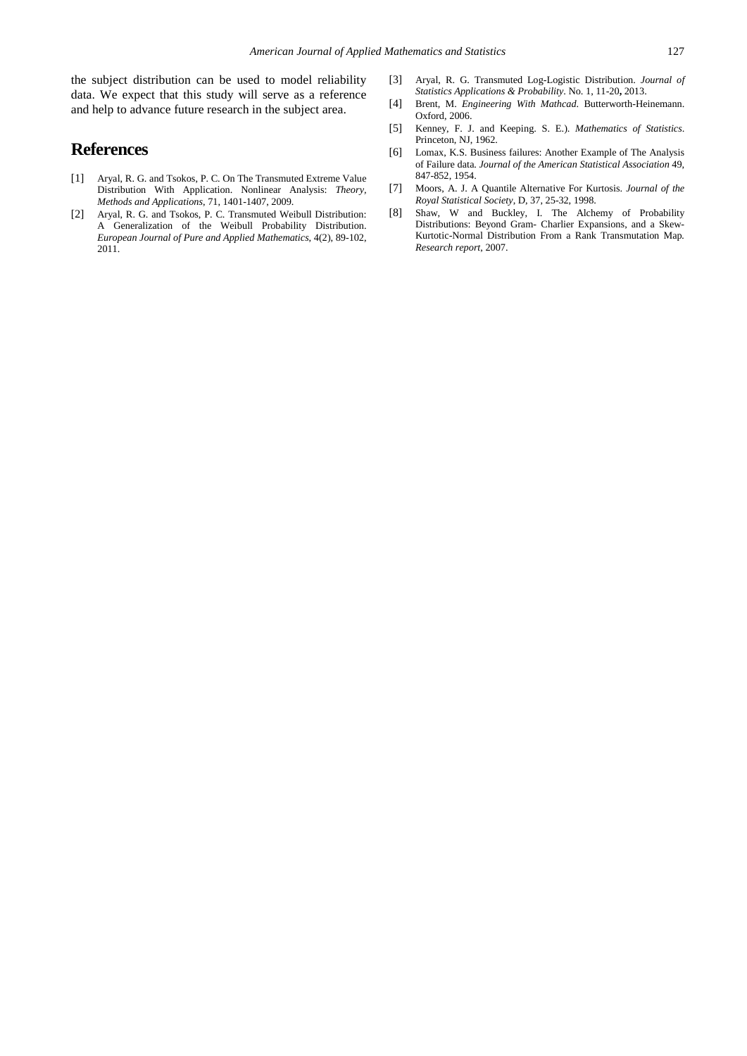the subject distribution can be used to model reliability data. We expect that this study will serve as a reference and help to advance future research in the subject area.

# References

[1] Aryal, R. G. and Tsokos, P. C. On The Transmuted Extreme Value Distribution With Application. Nonlinear Analysis: *Theory, Methods and Applications*, 71, 1401-1407, 2009.

[2] Aryal, R. G. and Tsokos, P. C. Transmuted Weibull Distribution: A Generalization of the Weibull Probability Distribution. *European Journal of Pure and Applied Mathematics*, 4(2), 89-102, 2011.

[3] Aryal, R. G. Transmuted Log-Logistic Distribution. *Journal of Statistics Applications & Probability*. No. 1, 11-20**,** 2013.

[4] Brent, M. *Engineering With Mathcad*. Butterworth-Heinemann. Oxford, 2006.

[5] Kenney, F. J. and Keeping. S. E.). *Mathematics of Statistics*. Princeton, NJ, 1962.

[6] Lomax, K.S. Business failures: Another Example of The Analysis of Failure data. *Journal of the American Statistical Association* 49, 847-852, 1954.

[7] Moors, A. J. A Quantile Alternative For Kurtosis. *Journal of the Royal Statistical Society*, D, 37, 25-32, 1998.

[8] Shaw, W and Buckley, I. The Alchemy of Probability Distributions: Beyond Gram- Charlier Expansions, and a Skew-Kurtotic-Normal Distribution From a Rank Transmutation Map. *Research report*, 2007.